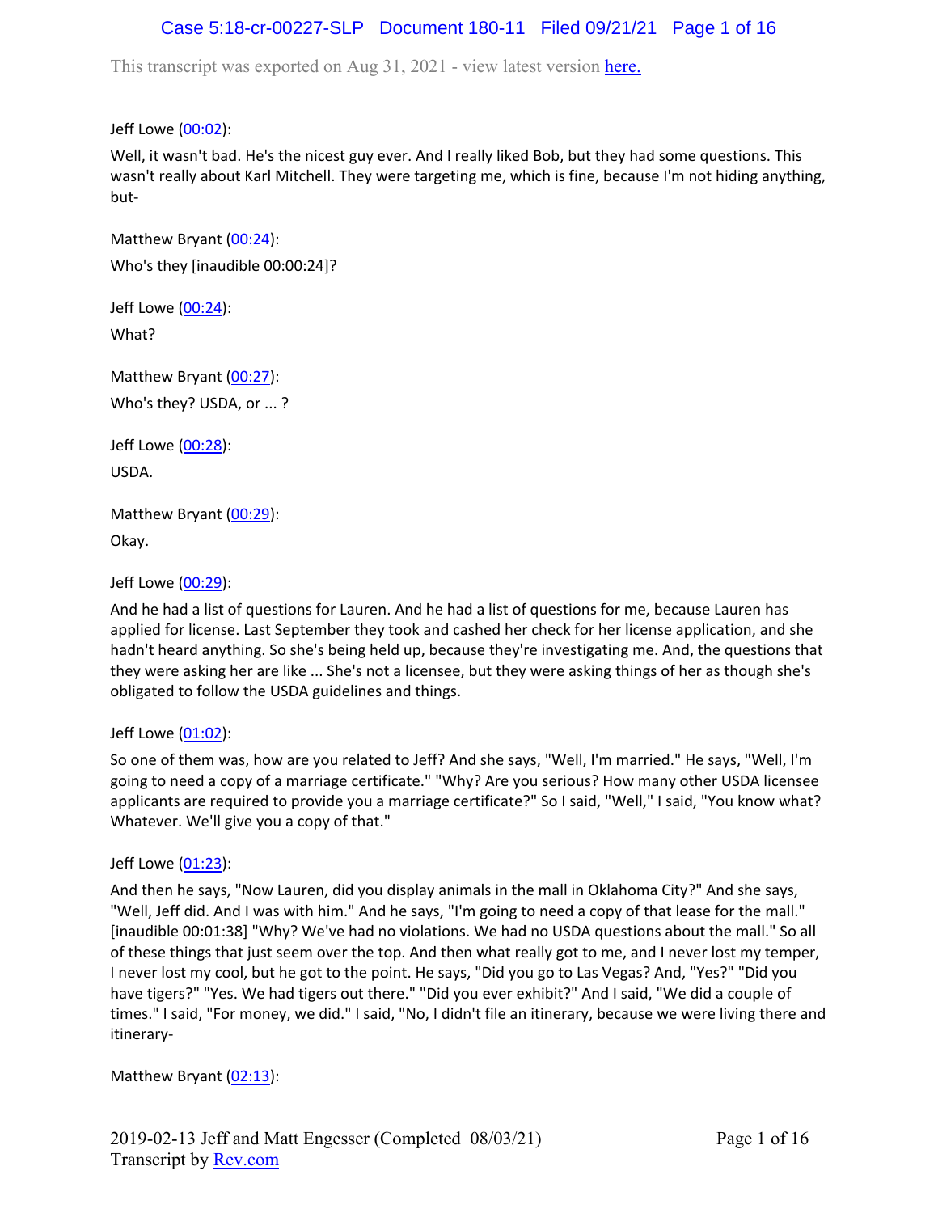This transcript was exported on Aug 31, 2021 - view latest version here.

Jeff Lowe (00:02):

Well, it wasn't bad. He's the nicest guy ever. And I really liked Bob, but they had some questions. This wasn't really about Karl Mitchell. They were targeting me, which is fine, because I'm not hiding anything, but-

Matthew Bryant (00:24):

Who's they [inaudible 00:00:24]?

Jeff Lowe (00:24):

What?

Matthew Bryant (00:27):

Who's they? USDA, or ... ?

Jeff Lowe (00:28):

USDA.

Matthew Bryant (00:29):

Okay.

Jeff Lowe (00:29):

And he had a list of questions for Lauren. And he had a list of questions for me, because Lauren has applied for license. Last September they took and cashed her check for her license application, and she hadn't heard anything. So she's being held up, because they're investigating me. And, the questions that they were asking her are like ... She's not a licensee, but they were asking things of her as though she's obligated to follow the USDA guidelines and things.

Jeff Lowe (01:02):

So one of them was, how are you related to Jeff? And she says, "Well, I'm married." He says, "Well, I'm going to need a copy of a marriage certificate." "Why? Are you serious? How many other USDA licensee applicants are required to provide you a marriage certificate?" So I said, "Well," I said, "You know what? Whatever. We'll give you a copy of that."

Jeff Lowe (01:23):

And then he says, "Now Lauren, did you display animals in the mall in Oklahoma City?" And she says, "Well, Jeff did. And I was with him." And he says, "I'm going to need a copy of that lease for the mall." [inaudible 00:01:38] "Why? We've had no violations. We had no USDA questions about the mall." So all of these things that just seem over the top. And then what really got to me, and I never lost my temper, I never lost my cool, but he got to the point. He says, "Did you go to Las Vegas? And, "Yes?" "Did you have tigers?" "Yes. We had tigers out there." "Did you ever exhibit?" And I said, "We did a couple of times." I said, "For money, we did." I said, "No, I didn't file an itinerary, because we were living there and itinerary-

Matthew Bryant (02:13):

2019-02-13 Jeff and Matt Engesser (Completed 08/03/21)
Transcript by Rev.com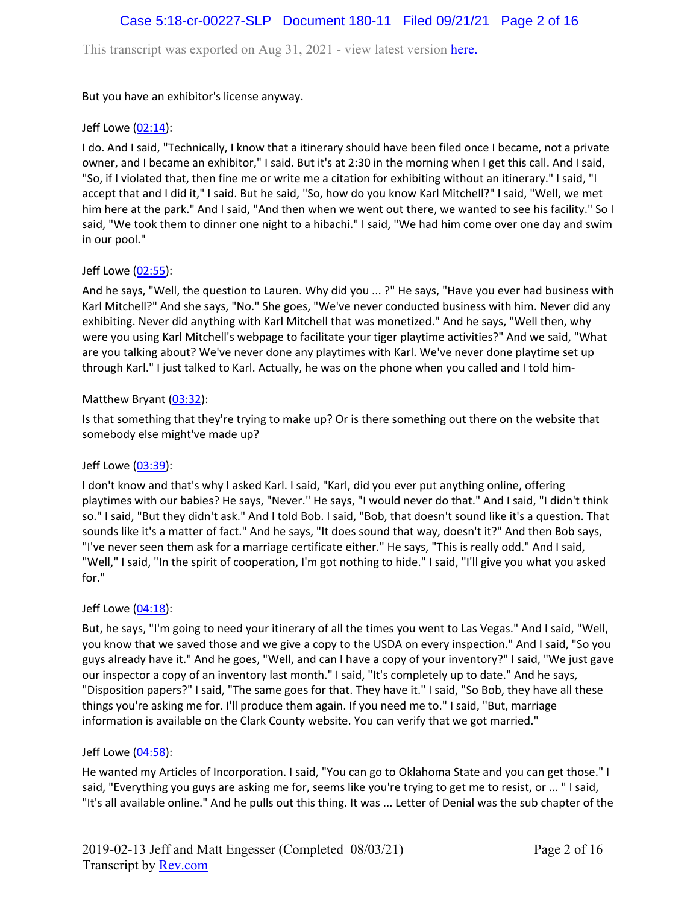But you have an exhibitor's license anyway.

Jeff Lowe (02:14):

I do. And I said, "Technically, I know that a itinerary should have been filed once I became, not a private owner, and I became an exhibitor," I said. But it's at 2:30 in the morning when I get this call. And I said, "So, if I violated that, then fine me or write me a citation for exhibiting without an itinerary." I said, "I accept that and I did it," I said. But he said, "So, how do you know Karl Mitchell?" I said, "Well, we met him here at the park." And I said, "And then when we went out there, we wanted to see his facility." So I said, "We took them to dinner one night to a hibachi." I said, "We had him come over one day and swim in our pool."

Jeff Lowe (02:55):

And he says, "Well, the question to Lauren. Why did you ... ?" He says, "Have you ever had business with Karl Mitchell?" And she says, "No." She goes, "We've never conducted business with him. Never did any exhibiting. Never did anything with Karl Mitchell that was monetized." And he says, "Well then, why were you using Karl Mitchell's webpage to facilitate your tiger playtime activities?" And we said, "What are you talking about? We've never done any playtimes with Karl. We've never done playtime set up through Karl." I just talked to Karl. Actually, he was on the phone when you called and I told him-

Matthew Bryant (03:32):

Is that something that they're trying to make up? Or is there something out there on the website that somebody else might've made up?

Jeff Lowe (03:39):

I don't know and that's why I asked Karl. I said, "Karl, did you ever put anything online, offering playtimes with our babies? He says, "Never." He says, "I would never do that." And I said, "I didn't think so." I said, "But they didn't ask." And I told Bob. I said, "Bob, that doesn't sound like it's a question. That sounds like it's a matter of fact." And he says, "It does sound that way, doesn't it?" And then Bob says, "I've never seen them ask for a marriage certificate either." He says, "This is really odd." And I said, "Well," I said, "In the spirit of cooperation, I'm got nothing to hide." I said, "I'll give you what you asked for."

Jeff Lowe (04:18):

But, he says, "I'm going to need your itinerary of all the times you went to Las Vegas." And I said, "Well, you know that we saved those and we give a copy to the USDA on every inspection." And I said, "So you guys already have it." And he goes, "Well, and can I have a copy of your inventory?" I said, "We just gave our inspector a copy of an inventory last month." I said, "It's completely up to date." And he says, "Disposition papers?" I said, "The same goes for that. They have it." I said, "So Bob, they have all these things you're asking me for. I'll produce them again. If you need me to." I said, "But, marriage information is available on the Clark County website. You can verify that we got married."

Jeff Lowe (04:58):

He wanted my Articles of Incorporation. I said, "You can go to Oklahoma State and you can get those." I said, "Everything you guys are asking me for, seems like you're trying to get me to resist, or ... " I said, "It's all available online." And he pulls out this thing. It was ... Letter of Denial was the sub chapter of the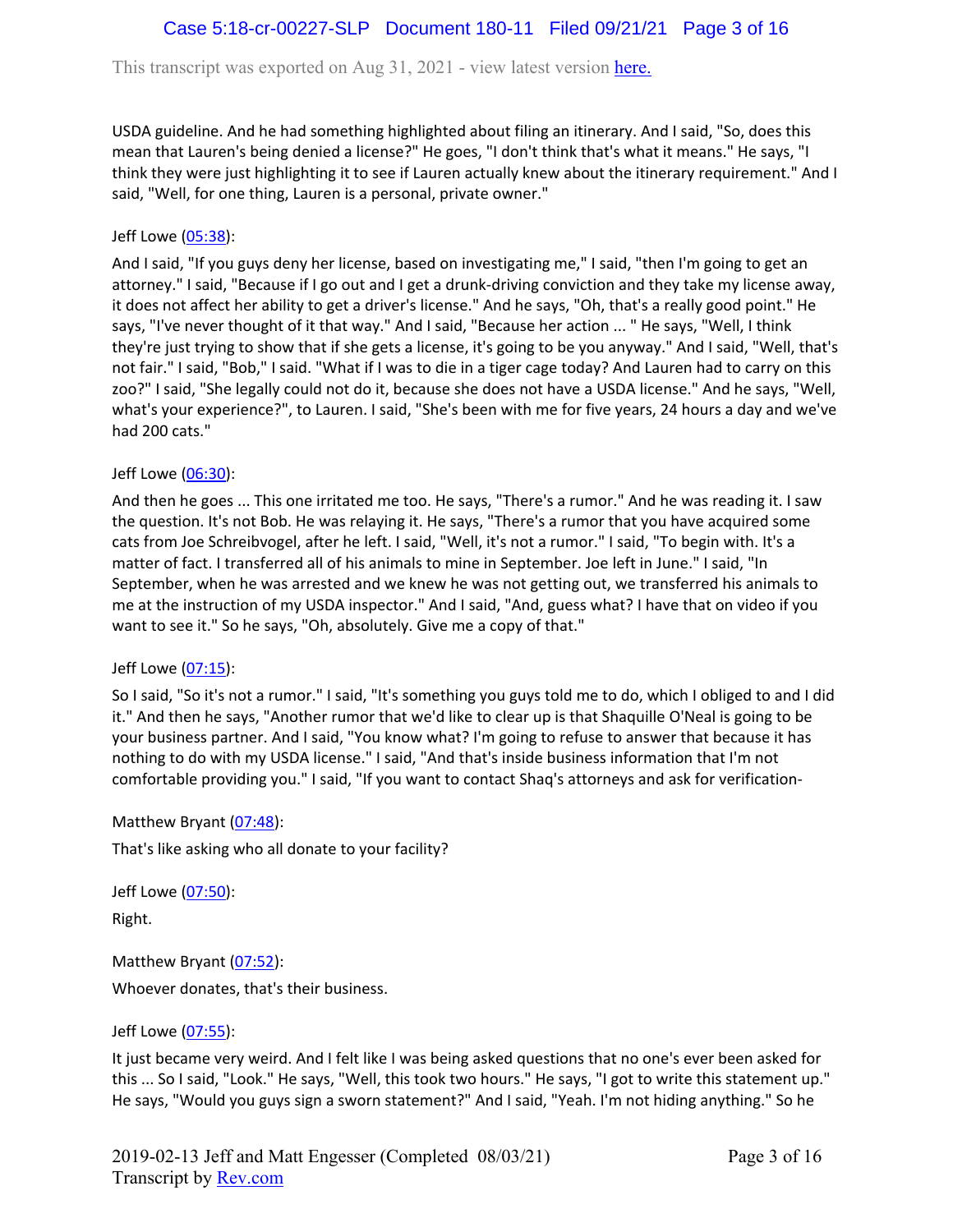USDA guideline. And he had something highlighted about filing an itinerary. And I said, "So, does this mean that Lauren's being denied a license?" He goes, "I don't think that's what it means." He says, "I think they were just highlighting it to see if Lauren actually knew about the itinerary requirement." And I said, "Well, for one thing, Lauren is a personal, private owner."

Jeff Lowe (05:38):

And I said, "If you guys deny her license, based on investigating me," I said, "then I'm going to get an attorney." I said, "Because if I go out and I get a drunk-driving conviction and they take my license away, it does not affect her ability to get a driver's license." And he says, "Oh, that's a really good point." He says, "I've never thought of it that way." And I said, "Because her action ... " He says, "Well, I think they're just trying to show that if she gets a license, it's going to be you anyway." And I said, "Well, that's not fair." I said, "Bob," I said. "What if I was to die in a tiger cage today? And Lauren had to carry on this zoo?" I said, "She legally could not do it, because she does not have a USDA license." And he says, "Well, what's your experience?", to Lauren. I said, "She's been with me for five years, 24 hours a day and we've had 200 cats."

Jeff Lowe (06:30):

And then he goes ... This one irritated me too. He says, "There's a rumor." And he was reading it. I saw the question. It's not Bob. He was relaying it. He says, "There's a rumor that you have acquired some cats from Joe Schreibvogel, after he left. I said, "Well, it's not a rumor." I said, "To begin with. It's a matter of fact. I transferred all of his animals to mine in September. Joe left in June." I said, "In September, when he was arrested and we knew he was not getting out, we transferred his animals to me at the instruction of my USDA inspector." And I said, "And, guess what? I have that on video if you want to see it." So he says, "Oh, absolutely. Give me a copy of that."

Jeff Lowe (07:15):

So I said, "So it's not a rumor." I said, "It's something you guys told me to do, which I obliged to and I did it." And then he says, "Another rumor that we'd like to clear up is that Shaquille O'Neal is going to be your business partner. And I said, "You know what? I'm going to refuse to answer that because it has nothing to do with my USDA license." I said, "And that's inside business information that I'm not comfortable providing you." I said, "If you want to contact Shaq's attorneys and ask for verification-

Matthew Bryant (07:48):

That's like asking who all donate to your facility?

Jeff Lowe (07:50):

Right.

Matthew Bryant (07:52):

Whoever donates, that's their business.

Jeff Lowe (07:55):

It just became very weird. And I felt like I was being asked questions that no one's ever been asked for this ... So I said, "Look." He says, "Well, this took two hours." He says, "I got to write this statement up." He says, "Would you guys sign a sworn statement?" And I said, "Yeah. I'm not hiding anything." So he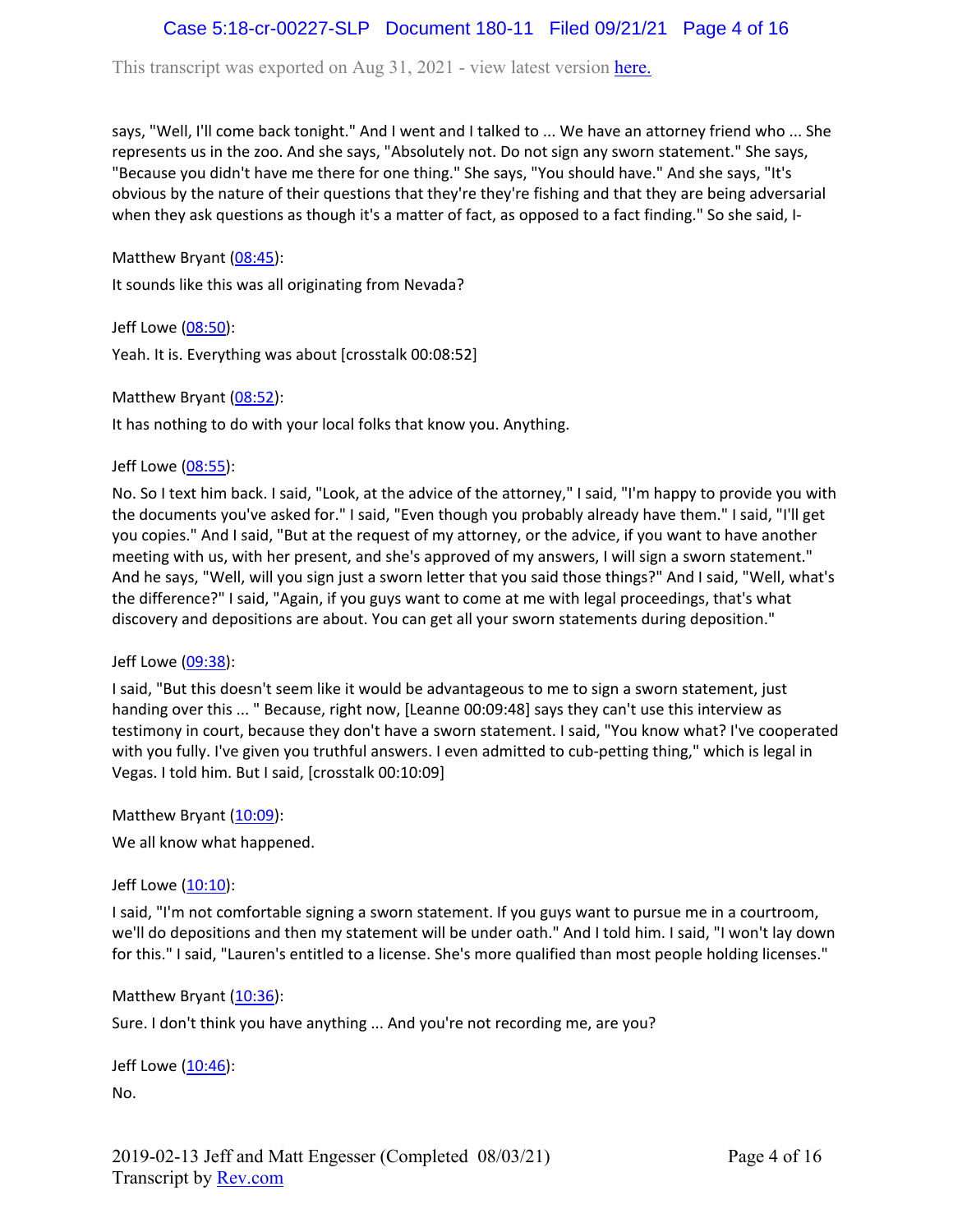says, "Well, I'll come back tonight." And I went and I talked to ... We have an attorney friend who ... She represents us in the zoo. And she says, "Absolutely not. Do not sign any sworn statement." She says, "Because you didn't have me there for one thing." She says, "You should have." And she says, "It's obvious by the nature of their questions that they're they're fishing and that they are being adversarial when they ask questions as though it's a matter of fact, as opposed to a fact finding." So she said, I-

Matthew Bryant (08:45):

It sounds like this was all originating from Nevada?

Jeff Lowe (08:50):

Yeah. It is. Everything was about [crosstalk 00:08:52]

Matthew Bryant (08:52):

It has nothing to do with your local folks that know you. Anything.

Jeff Lowe (08:55):

No. So I text him back. I said, "Look, at the advice of the attorney," I said, "I'm happy to provide you with the documents you've asked for." I said, "Even though you probably already have them." I said, "I'll get you copies." And I said, "But at the request of my attorney, or the advice, if you want to have another meeting with us, with her present, and she's approved of my answers, I will sign a sworn statement." And he says, "Well, will you sign just a sworn letter that you said those things?" And I said, "Well, what's the difference?" I said, "Again, if you guys want to come at me with legal proceedings, that's what discovery and depositions are about. You can get all your sworn statements during deposition."

Jeff Lowe (09:38):

I said, "But this doesn't seem like it would be advantageous to me to sign a sworn statement, just handing over this ... " Because, right now, [Leanne 00:09:48] says they can't use this interview as testimony in court, because they don't have a sworn statement. I said, "You know what? I've cooperated with you fully. I've given you truthful answers. I even admitted to cub-petting thing," which is legal in Vegas. I told him. But I said, [crosstalk 00:10:09]

Matthew Bryant (10:09):

We all know what happened.

Jeff Lowe (10:10):

I said, "I'm not comfortable signing a sworn statement. If you guys want to pursue me in a courtroom, we'll do depositions and then my statement will be under oath." And I told him. I said, "I won't lay down for this." I said, "Lauren's entitled to a license. She's more qualified than most people holding licenses."

Matthew Bryant (10:36):

Sure. I don't think you have anything ... And you're not recording me, are you?

Jeff Lowe (10:46):

No.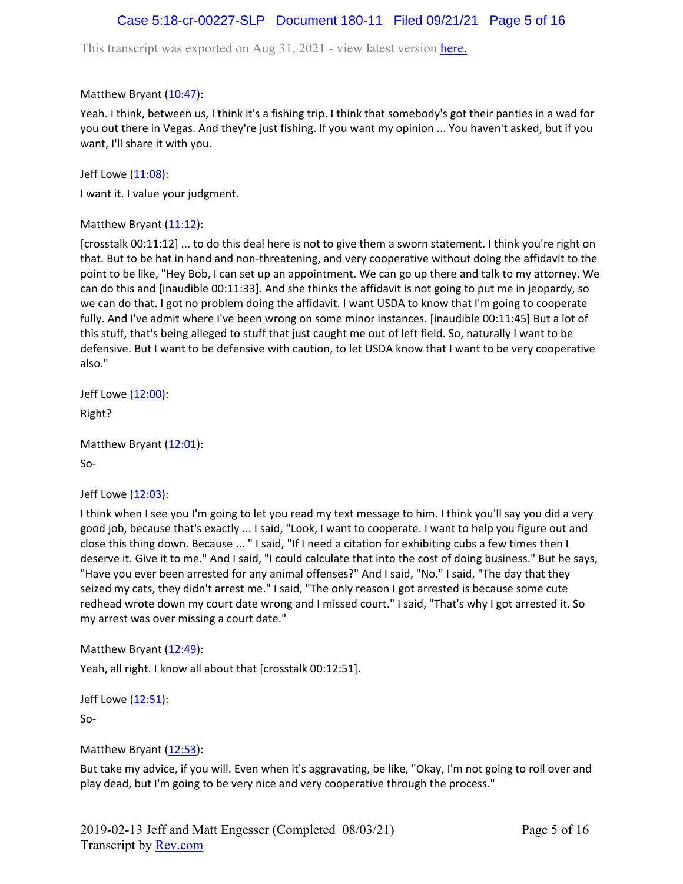Matthew Bryant (10:47):

Yeah. I think, between us, I think it's a fishing trip. I think that somebody's got their panties in a wad for you out there in Vegas. And they're just fishing. If you want my opinion ... You haven't asked, but if you want, I'll share it with you.

Jeff Lowe (11:08):

I want it. I value your judgment.

Matthew Bryant (11:12):

[crosstalk 00:11:12] ... to do this deal here is not to give them a sworn statement. I think you're right on that. But to be hat in hand and non-threatening, and very cooperative without doing the affidavit to the point to be like, "Hey Bob, I can set up an appointment. We can go up there and talk to my attorney. We can do this and [inaudible 00:11:33]. And she thinks the affidavit is not going to put me in jeopardy, so we can do that. I got no problem doing the affidavit. I want USDA to know that I'm going to cooperate fully. And I've admit where I've been wrong on some minor instances. [inaudible 00:11:45] But a lot of this stuff, that's being alleged to stuff that just caught me out of left field. So, naturally I want to be defensive. But I want to be defensive with caution, to let USDA know that I want to be very cooperative also."

Jeff Lowe (12:00):

Right?

Matthew Bryant (12:01):

So-

Jeff Lowe (12:03):

I think when I see you I'm going to let you read my text message to him. I think you'll say you did a very good job, because that's exactly ... I said, "Look, I want to cooperate. I want to help you figure out and close this thing down. Because ... " I said, "If I need a citation for exhibiting cubs a few times then I deserve it. Give it to me." And I said, "I could calculate that into the cost of doing business." But he says, "Have you ever been arrested for any animal offenses?" And I said, "No." I said, "The day that they seized my cats, they didn't arrest me." I said, "The only reason I got arrested is because some cute redhead wrote down my court date wrong and I missed court." I said, "That's why I got arrested it. So my arrest was over missing a court date."

Matthew Bryant (12:49):

Yeah, all right. I know all about that [crosstalk 00:12:51].

Jeff Lowe (12:51):

So-

Matthew Bryant (12:53):

But take my advice, if you will. Even when it's aggravating, be like, "Okay, I'm not going to roll over and play dead, but I'm going to be very nice and very cooperative through the process."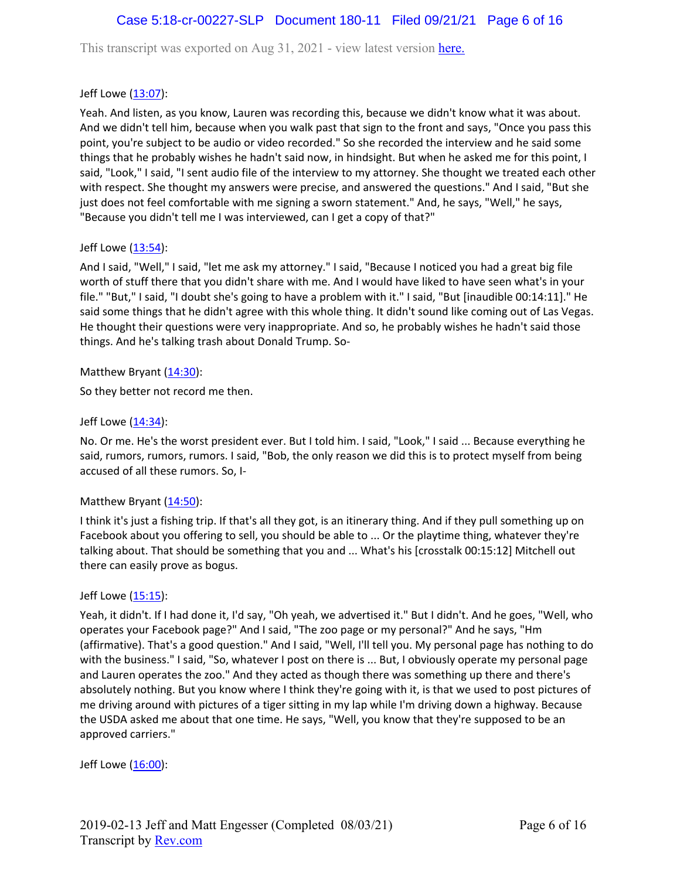This transcript was exported on Aug 31, 2021 - view latest version here.

Jeff Lowe (13:07):

Yeah. And listen, as you know, Lauren was recording this, because we didn't know what it was about. And we didn't tell him, because when you walk past that sign to the front and says, "Once you pass this point, you're subject to be audio or video recorded." So she recorded the interview and he said some things that he probably wishes he hadn't said now, in hindsight. But when he asked me for this point, I said, "Look," I said, "I sent audio file of the interview to my attorney. She thought we treated each other with respect. She thought my answers were precise, and answered the questions." And I said, "But she just does not feel comfortable with me signing a sworn statement." And, he says, "Well," he says, "Because you didn't tell me I was interviewed, can I get a copy of that?"

Jeff Lowe (13:54):

And I said, "Well," I said, "let me ask my attorney." I said, "Because I noticed you had a great big file worth of stuff there that you didn't share with me. And I would have liked to have seen what's in your file." "But," I said, "I doubt she's going to have a problem with it." I said, "But [inaudible 00:14:11]." He said some things that he didn't agree with this whole thing. It didn't sound like coming out of Las Vegas. He thought their questions were very inappropriate. And so, he probably wishes he hadn't said those things. And he's talking trash about Donald Trump. So-

Matthew Bryant (14:30):

So they better not record me then.

Jeff Lowe (14:34):

No. Or me. He's the worst president ever. But I told him. I said, "Look," I said ... Because everything he said, rumors, rumors, rumors. I said, "Bob, the only reason we did this is to protect myself from being accused of all these rumors. So, I-

Matthew Bryant (14:50):

I think it's just a fishing trip. If that's all they got, is an itinerary thing. And if they pull something up on Facebook about you offering to sell, you should be able to ... Or the playtime thing, whatever they're talking about. That should be something that you and ... What's his [crosstalk 00:15:12] Mitchell out there can easily prove as bogus.

Jeff Lowe (15:15):

Yeah, it didn't. If I had done it, I'd say, "Oh yeah, we advertised it." But I didn't. And he goes, "Well, who operates your Facebook page?" And I said, "The zoo page or my personal?" And he says, "Hm (affirmative). That's a good question." And I said, "Well, I'll tell you. My personal page has nothing to do with the business." I said, "So, whatever I post on there is ... But, I obviously operate my personal page and Lauren operates the zoo." And they acted as though there was something up there and there's absolutely nothing. But you know where I think they're going with it, is that we used to post pictures of me driving around with pictures of a tiger sitting in my lap while I'm driving down a highway. Because the USDA asked me about that one time. He says, "Well, you know that they're supposed to be an approved carriers."

Jeff Lowe (16:00):

2019-02-13 Jeff and Matt Engesser (Completed 08/03/21)
Transcript by Rev.com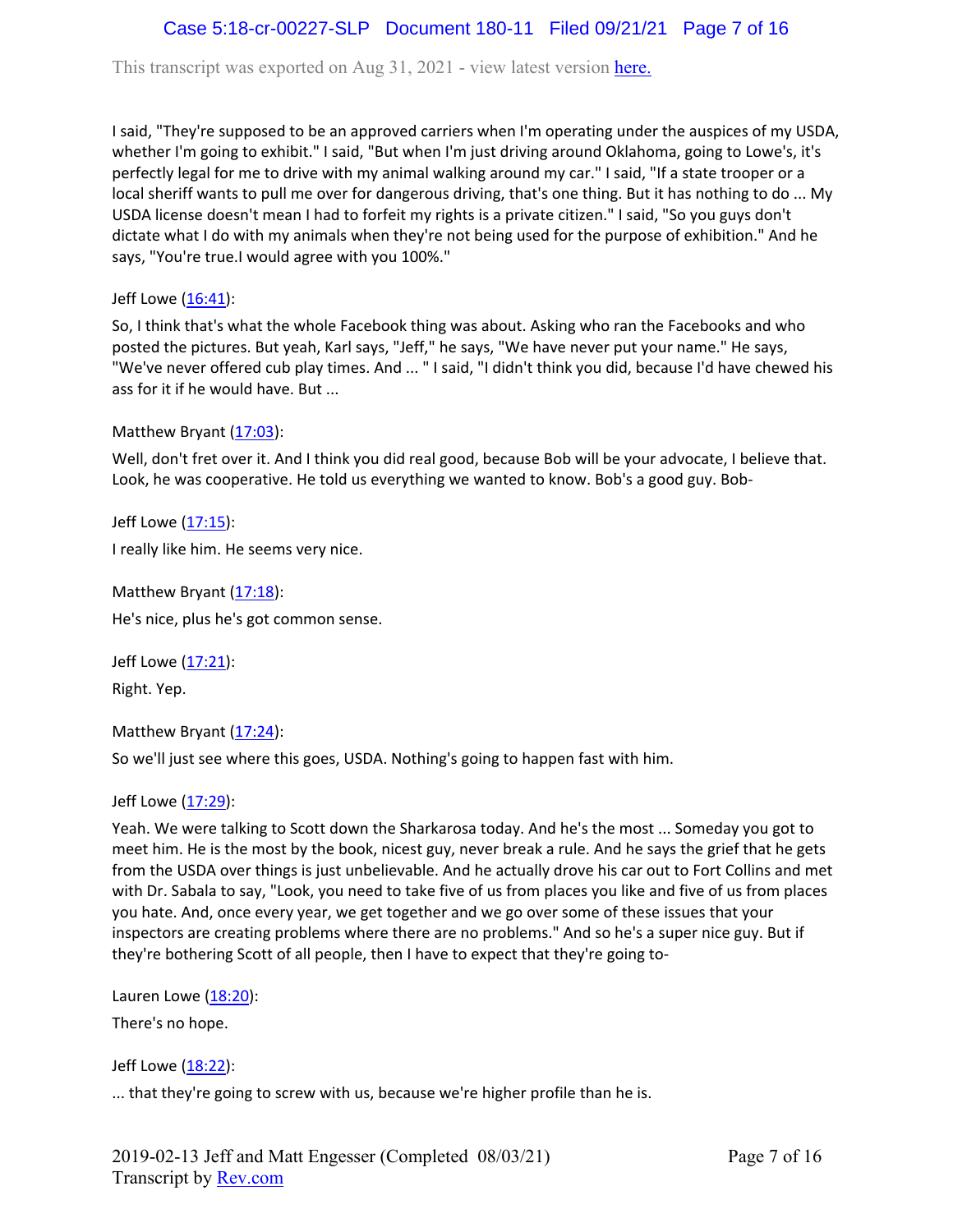I said, "They're supposed to be an approved carriers when I'm operating under the auspices of my USDA, whether I'm going to exhibit." I said, "But when I'm just driving around Oklahoma, going to Lowe's, it's perfectly legal for me to drive with my animal walking around my car." I said, "If a state trooper or a local sheriff wants to pull me over for dangerous driving, that's one thing. But it has nothing to do ... My USDA license doesn't mean I had to forfeit my rights is a private citizen." I said, "So you guys don't dictate what I do with my animals when they're not being used for the purpose of exhibition." And he says, "You're true.I would agree with you 100%."

Jeff Lowe (16:41):

So, I think that's what the whole Facebook thing was about. Asking who ran the Facebooks and who posted the pictures. But yeah, Karl says, "Jeff," he says, "We have never put your name." He says, "We've never offered cub play times. And ... " I said, "I didn't think you did, because I'd have chewed his ass for it if he would have. But ...

Matthew Bryant (17:03):

Well, don't fret over it. And I think you did real good, because Bob will be your advocate, I believe that. Look, he was cooperative. He told us everything we wanted to know. Bob's a good guy. Bob-

Jeff Lowe (17:15):

I really like him. He seems very nice.

Matthew Bryant (17:18):

He's nice, plus he's got common sense.

Jeff Lowe (17:21):

Right. Yep.

Matthew Bryant (17:24):

So we'll just see where this goes, USDA. Nothing's going to happen fast with him.

Jeff Lowe (17:29):

Yeah. We were talking to Scott down the Sharkarosa today. And he's the most ... Someday you got to meet him. He is the most by the book, nicest guy, never break a rule. And he says the grief that he gets from the USDA over things is just unbelievable. And he actually drove his car out to Fort Collins and met with Dr. Sabala to say, "Look, you need to take five of us from places you like and five of us from places you hate. And, once every year, we get together and we go over some of these issues that your inspectors are creating problems where there are no problems." And so he's a super nice guy. But if they're bothering Scott of all people, then I have to expect that they're going to-

Lauren Lowe (18:20):

There's no hope.

Jeff Lowe (18:22):

... that they're going to screw with us, because we're higher profile than he is.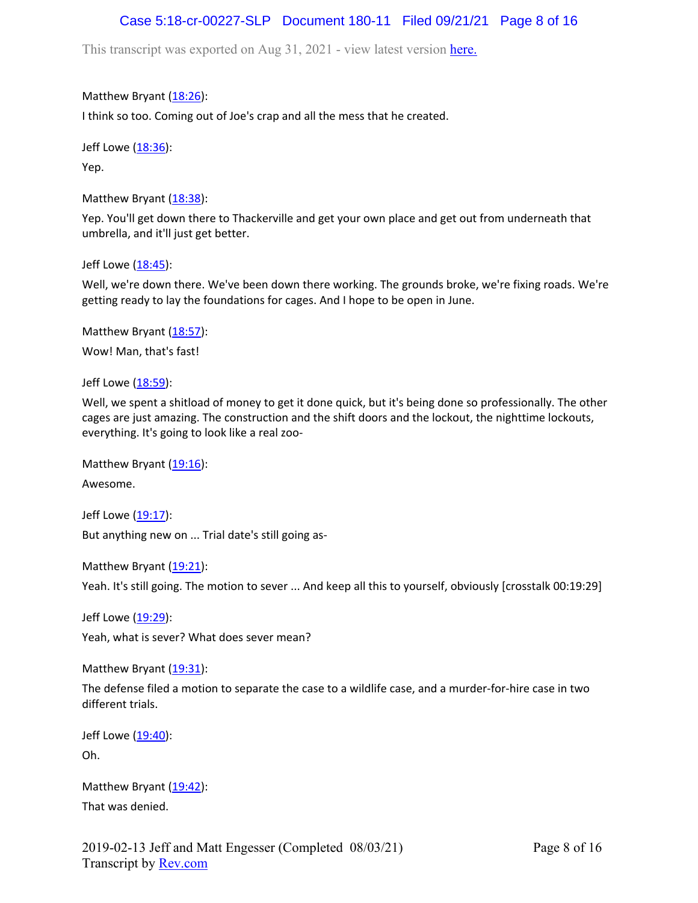This transcript was exported on Aug 31, 2021 - view latest version here.

Matthew Bryant (18:26):

I think so too. Coming out of Joe's crap and all the mess that he created.

Jeff Lowe (18:36):

Yep.

Matthew Bryant (18:38):

Yep. You'll get down there to Thackerville and get your own place and get out from underneath that umbrella, and it'll just get better.

Jeff Lowe (18:45):

Well, we're down there. We've been down there working. The grounds broke, we're fixing roads. We're getting ready to lay the foundations for cages. And I hope to be open in June.

Matthew Bryant (18:57):

Wow! Man, that's fast!

Jeff Lowe (18:59):

Well, we spent a shitload of money to get it done quick, but it's being done so professionally. The other cages are just amazing. The construction and the shift doors and the lockout, the nighttime lockouts, everything. It's going to look like a real zoo-

Matthew Bryant (19:16):

Awesome.

Jeff Lowe (19:17):

But anything new on ... Trial date's still going as-

Matthew Bryant (19:21):

Yeah. It's still going. The motion to sever ... And keep all this to yourself, obviously [crosstalk 00:19:29]

Jeff Lowe (19:29):

Yeah, what is sever? What does sever mean?

Matthew Bryant (19:31):

The defense filed a motion to separate the case to a wildlife case, and a murder-for-hire case in two different trials.

Jeff Lowe (19:40):

Oh.

Matthew Bryant (19:42):

That was denied.

2019-02-13 Jeff and Matt Engesser (Completed 08/03/21)
Transcript by Rev.com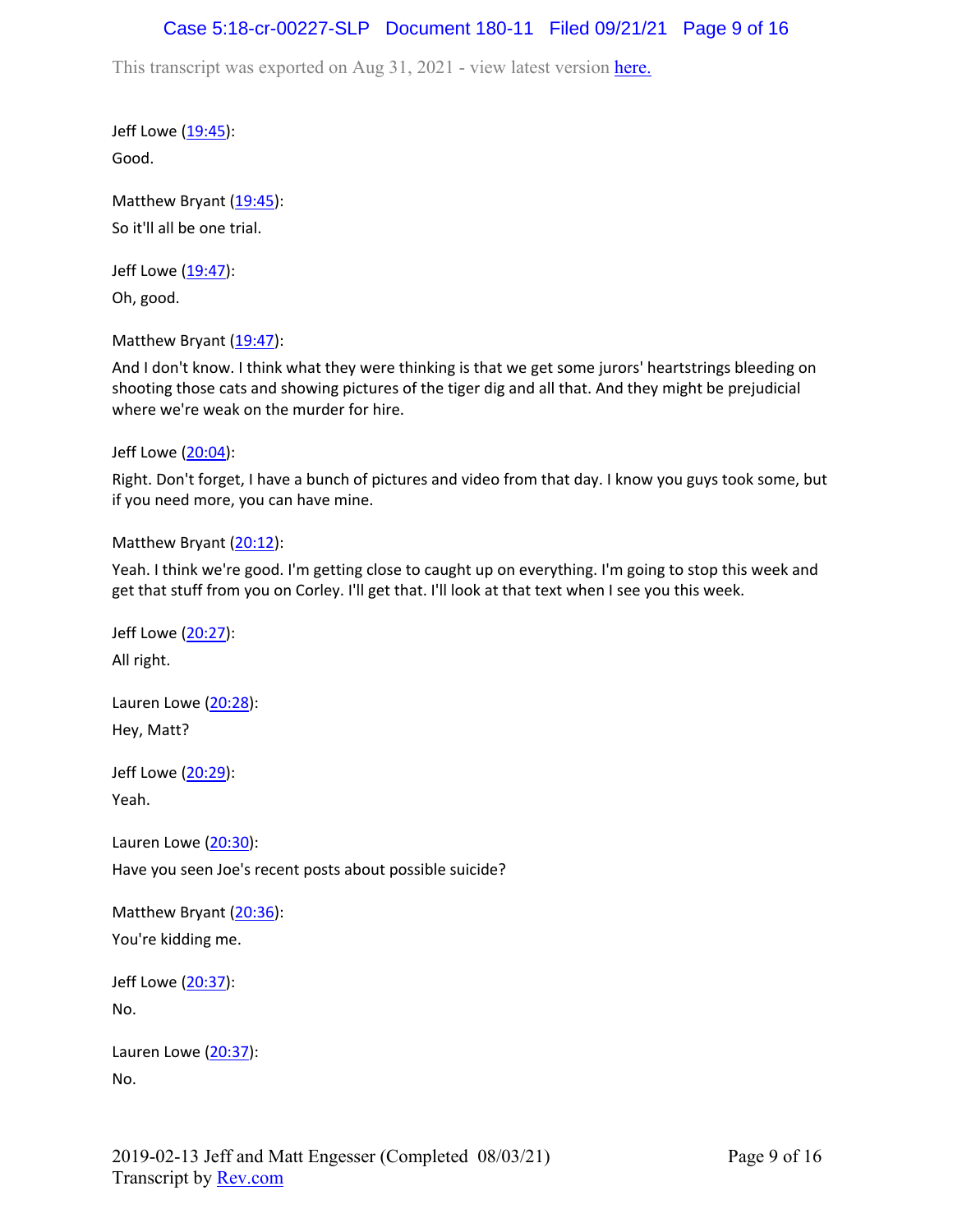Jeff Lowe (19:45):

Good.

Matthew Bryant (19:45):

So it'll all be one trial.

Jeff Lowe (19:47):

Oh, good.

Matthew Bryant (19:47):

And I don't know. I think what they were thinking is that we get some jurors' heartstrings bleeding on shooting those cats and showing pictures of the tiger dig and all that. And they might be prejudicial where we're weak on the murder for hire.

Jeff Lowe (20:04):

Right. Don't forget, I have a bunch of pictures and video from that day. I know you guys took some, but if you need more, you can have mine.

Matthew Bryant (20:12):

Yeah. I think we're good. I'm getting close to caught up on everything. I'm going to stop this week and get that stuff from you on Corley. I'll get that. I'll look at that text when I see you this week.

Jeff Lowe (20:27):

All right.

Lauren Lowe (20:28):

Hey, Matt?

Jeff Lowe (20:29):

Yeah.

Lauren Lowe (20:30):

Have you seen Joe's recent posts about possible suicide?

Matthew Bryant (20:36):

You're kidding me.

Jeff Lowe (20:37):

No.

Lauren Lowe (20:37):

No.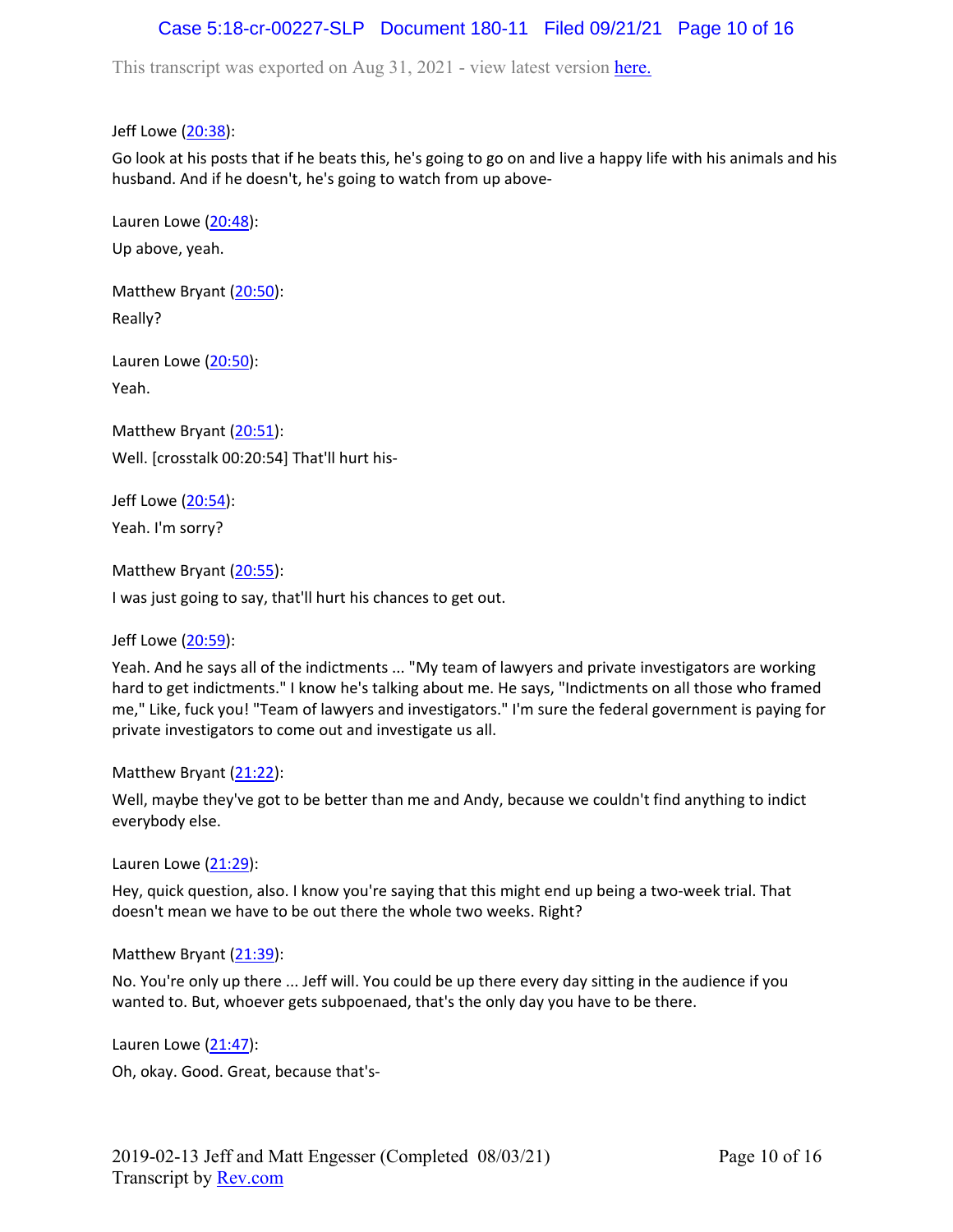Jeff Lowe (20:38):

Go look at his posts that if he beats this, he's going to go on and live a happy life with his animals and his husband. And if he doesn't, he's going to watch from up above-

Lauren Lowe (20:48):

Up above, yeah.

Matthew Bryant (20:50):

Really?

Lauren Lowe (20:50):

Yeah.

Matthew Bryant (20:51):

Well. [crosstalk 00:20:54] That'll hurt his-

Jeff Lowe (20:54):

Yeah. I'm sorry?

Matthew Bryant (20:55):

I was just going to say, that'll hurt his chances to get out.

Jeff Lowe (20:59):

Yeah. And he says all of the indictments ... "My team of lawyers and private investigators are working hard to get indictments." I know he's talking about me. He says, "Indictments on all those who framed me," Like, fuck you! "Team of lawyers and investigators." I'm sure the federal government is paying for private investigators to come out and investigate us all.

Matthew Bryant (21:22):

Well, maybe they've got to be better than me and Andy, because we couldn't find anything to indict everybody else.

Lauren Lowe (21:29):

Hey, quick question, also. I know you're saying that this might end up being a two-week trial. That doesn't mean we have to be out there the whole two weeks. Right?

Matthew Bryant (21:39):

No. You're only up there ... Jeff will. You could be up there every day sitting in the audience if you wanted to. But, whoever gets subpoenaed, that's the only day you have to be there.

Lauren Lowe (21:47):

Oh, okay. Good. Great, because that's-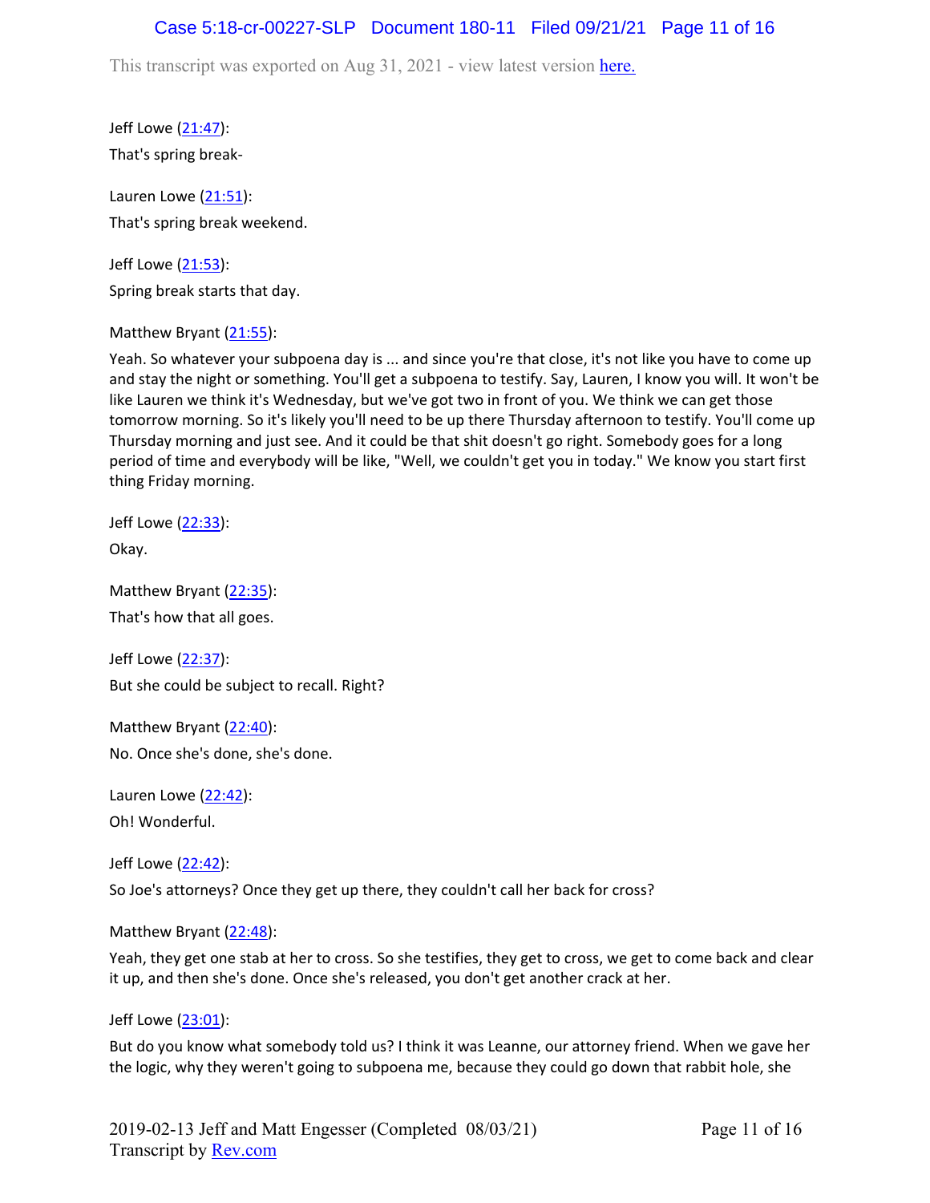Jeff Lowe (21:47):

That's spring break-

Lauren Lowe (21:51):

That's spring break weekend.

Jeff Lowe (21:53):

Spring break starts that day.

Matthew Bryant (21:55):

Yeah. So whatever your subpoena day is ... and since you're that close, it's not like you have to come up and stay the night or something. You'll get a subpoena to testify. Say, Lauren, I know you will. It won't be like Lauren we think it's Wednesday, but we've got two in front of you. We think we can get those tomorrow morning. So it's likely you'll need to be up there Thursday afternoon to testify. You'll come up Thursday morning and just see. And it could be that shit doesn't go right. Somebody goes for a long period of time and everybody will be like, "Well, we couldn't get you in today." We know you start first thing Friday morning.

Jeff Lowe (22:33):

Okay.

Matthew Bryant (22:35):

That's how that all goes.

Jeff Lowe (22:37):

But she could be subject to recall. Right?

Matthew Bryant (22:40):

No. Once she's done, she's done.

Lauren Lowe (22:42):

Oh! Wonderful.

Jeff Lowe (22:42):

So Joe's attorneys? Once they get up there, they couldn't call her back for cross?

Matthew Bryant (22:48):

Yeah, they get one stab at her to cross. So she testifies, they get to cross, we get to come back and clear it up, and then she's done. Once she's released, you don't get another crack at her.

Jeff Lowe (23:01):

But do you know what somebody told us? I think it was Leanne, our attorney friend. When we gave her the logic, why they weren't going to subpoena me, because they could go down that rabbit hole, she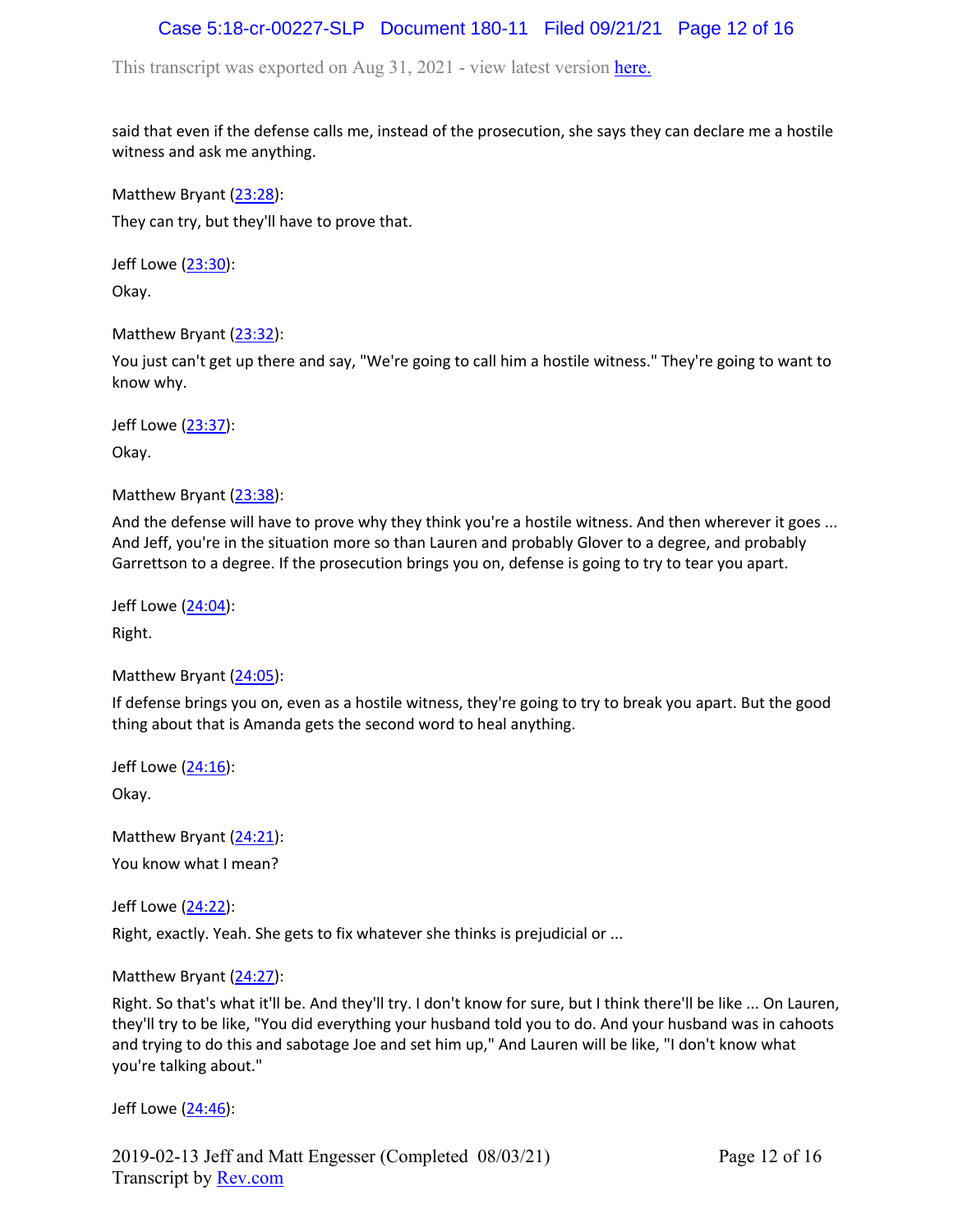said that even if the defense calls me, instead of the prosecution, she says they can declare me a hostile witness and ask me anything.

Matthew Bryant (23:28):

They can try, but they'll have to prove that.

Jeff Lowe (23:30):

Okay.

Matthew Bryant (23:32):

You just can't get up there and say, "We're going to call him a hostile witness." They're going to want to know why.

Jeff Lowe (23:37):

Okay.

Matthew Bryant (23:38):

And the defense will have to prove why they think you're a hostile witness. And then wherever it goes ... And Jeff, you're in the situation more so than Lauren and probably Glover to a degree, and probably Garrettson to a degree. If the prosecution brings you on, defense is going to try to tear you apart.

Jeff Lowe (24:04):

Right.

Matthew Bryant (24:05):

If defense brings you on, even as a hostile witness, they're going to try to break you apart. But the good thing about that is Amanda gets the second word to heal anything.

Jeff Lowe (24:16):

Okay.

Matthew Bryant (24:21):

You know what I mean?

Jeff Lowe (24:22):

Right, exactly. Yeah. She gets to fix whatever she thinks is prejudicial or ...

Matthew Bryant (24:27):

Right. So that's what it'll be. And they'll try. I don't know for sure, but I think there'll be like ... On Lauren, they'll try to be like, "You did everything your husband told you to do. And your husband was in cahoots and trying to do this and sabotage Joe and set him up," And Lauren will be like, "I don't know what you're talking about."

Jeff Lowe (24:46):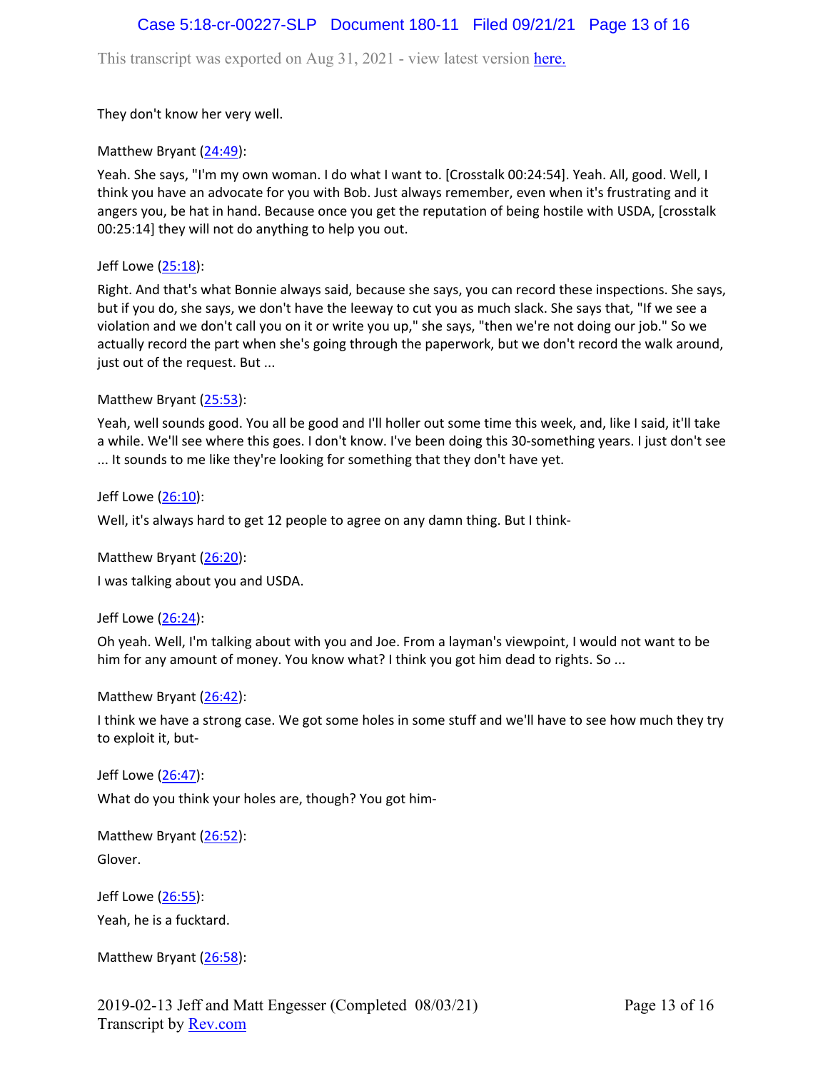They don't know her very well.

Matthew Bryant (24:49):

Yeah. She says, "I'm my own woman. I do what I want to. [Crosstalk 00:24:54]. Yeah. All, good. Well, I think you have an advocate for you with Bob. Just always remember, even when it's frustrating and it angers you, be hat in hand. Because once you get the reputation of being hostile with USDA, [crosstalk 00:25:14] they will not do anything to help you out.

Jeff Lowe (25:18):

Right. And that's what Bonnie always said, because she says, you can record these inspections. She says, but if you do, she says, we don't have the leeway to cut you as much slack. She says that, "If we see a violation and we don't call you on it or write you up," she says, "then we're not doing our job." So we actually record the part when she's going through the paperwork, but we don't record the walk around, just out of the request. But ...

Matthew Bryant (25:53):

Yeah, well sounds good. You all be good and I'll holler out some time this week, and, like I said, it'll take a while. We'll see where this goes. I don't know. I've been doing this 30-something years. I just don't see ... It sounds to me like they're looking for something that they don't have yet.

Jeff Lowe (26:10):

Well, it's always hard to get 12 people to agree on any damn thing. But I think-

Matthew Bryant (26:20):

I was talking about you and USDA.

Jeff Lowe (26:24):

Oh yeah. Well, I'm talking about with you and Joe. From a layman's viewpoint, I would not want to be him for any amount of money. You know what? I think you got him dead to rights. So ...

Matthew Bryant (26:42):

I think we have a strong case. We got some holes in some stuff and we'll have to see how much they try to exploit it, but-

Jeff Lowe (26:47):

What do you think your holes are, though? You got him-

Matthew Bryant (26:52):

Glover.

Jeff Lowe (26:55):

Yeah, he is a fucktard.

Matthew Bryant (26:58):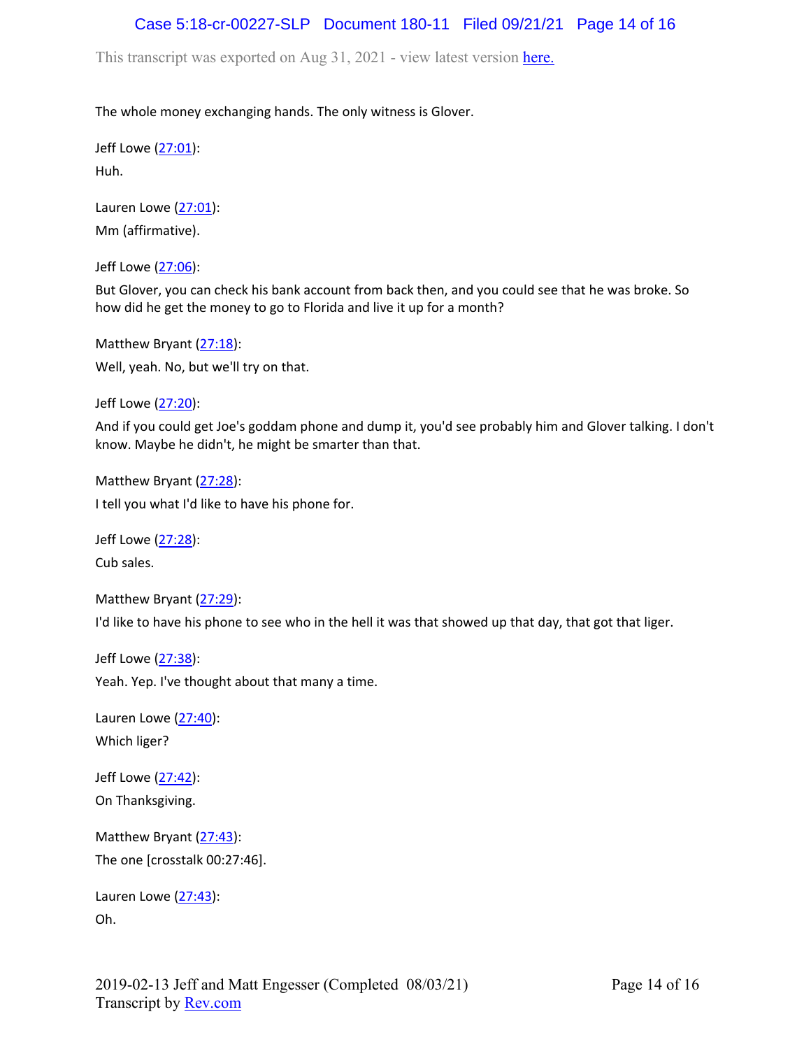The whole money exchanging hands. The only witness is Glover.

Jeff Lowe (27:01):

Huh.

Lauren Lowe (27:01):

Mm (affirmative).

Jeff Lowe (27:06):

But Glover, you can check his bank account from back then, and you could see that he was broke. So how did he get the money to go to Florida and live it up for a month?

Matthew Bryant (27:18):

Well, yeah. No, but we'll try on that.

Jeff Lowe (27:20):

And if you could get Joe's goddam phone and dump it, you'd see probably him and Glover talking. I don't know. Maybe he didn't, he might be smarter than that.

Matthew Bryant (27:28):

I tell you what I'd like to have his phone for.

Jeff Lowe (27:28):

Cub sales.

Matthew Bryant (27:29):

I'd like to have his phone to see who in the hell it was that showed up that day, that got that liger.

Jeff Lowe (27:38):

Yeah. Yep. I've thought about that many a time.

Lauren Lowe (27:40):

Which liger?

Jeff Lowe (27:42):

On Thanksgiving.

Matthew Bryant (27:43):

The one [crosstalk 00:27:46].

Lauren Lowe (27:43):

Oh.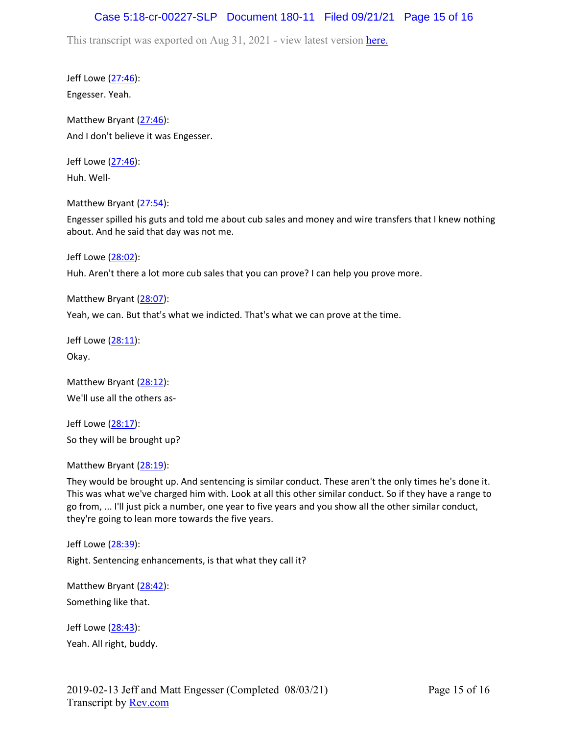Jeff Lowe (27:46):

Engesser. Yeah.

Matthew Bryant (27:46):

And I don't believe it was Engesser.

Jeff Lowe (27:46):

Huh. Well-

Matthew Bryant (27:54):

Engesser spilled his guts and told me about cub sales and money and wire transfers that I knew nothing about. And he said that day was not me.

Jeff Lowe (28:02):

Huh. Aren't there a lot more cub sales that you can prove? I can help you prove more.

Matthew Bryant (28:07):

Yeah, we can. But that's what we indicted. That's what we can prove at the time.

Jeff Lowe (28:11):

Okay.

Matthew Bryant (28:12):

We'll use all the others as-

Jeff Lowe (28:17):

So they will be brought up?

Matthew Bryant (28:19):

They would be brought up. And sentencing is similar conduct. These aren't the only times he's done it. This was what we've charged him with. Look at all this other similar conduct. So if they have a range to go from, ... I'll just pick a number, one year to five years and you show all the other similar conduct, they're going to lean more towards the five years.

Jeff Lowe (28:39):

Right. Sentencing enhancements, is that what they call it?

Matthew Bryant (28:42):

Something like that.

Jeff Lowe (28:43):

Yeah. All right, buddy.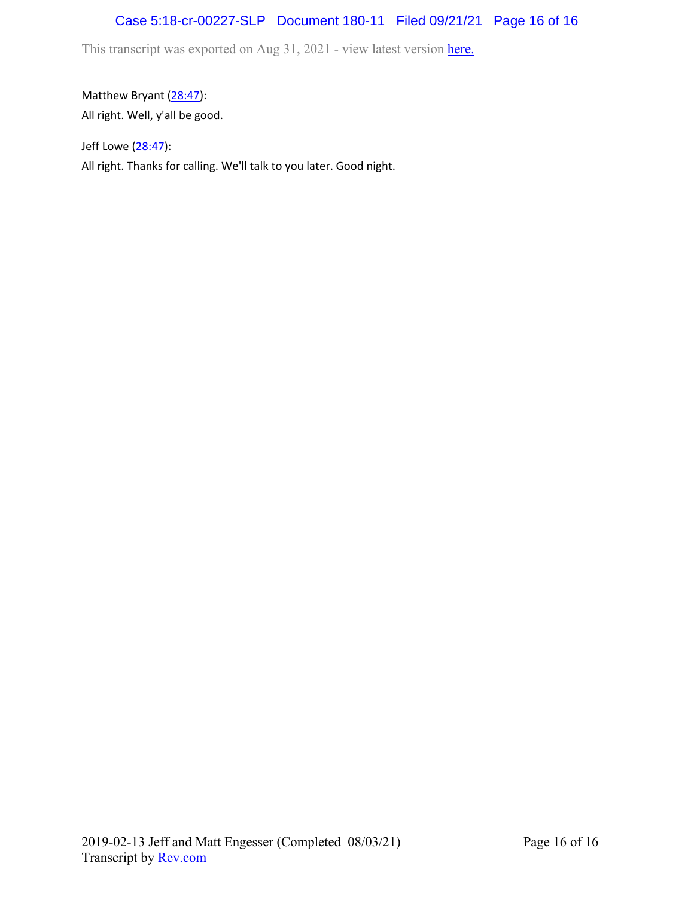Matthew Bryant (28:47):
All right. Well, y'all be good.

Jeff Lowe (28:47):
All right. Thanks for calling. We'll talk to you later. Good night.